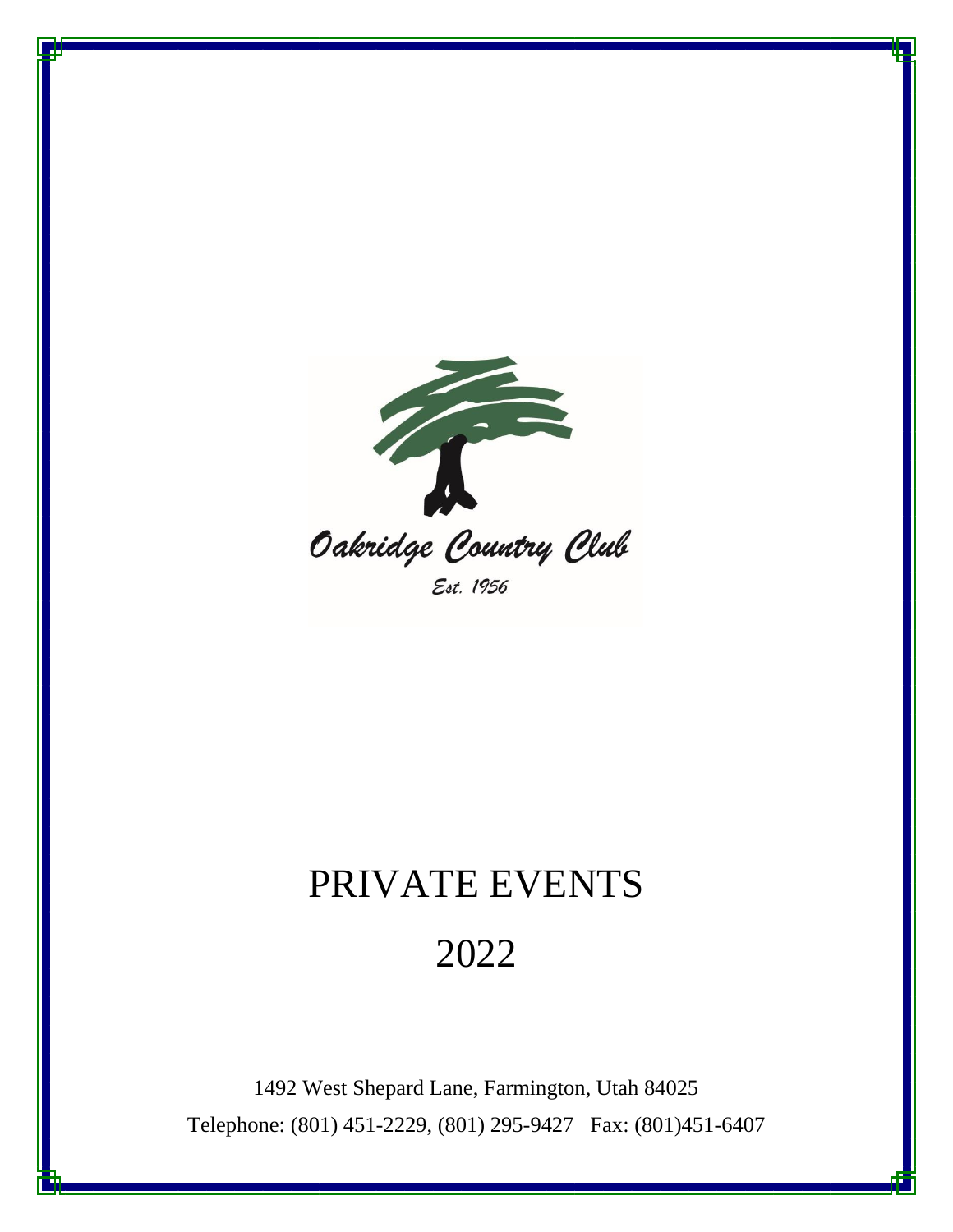Oakridge Country Club

Est. 1956

# PRIVATE EVENTS

# 2022

1492 West Shepard Lane, Farmington, Utah 84025

Telephone: (801) 451-2229, (801) 295-9427 Fax: (801)451-6407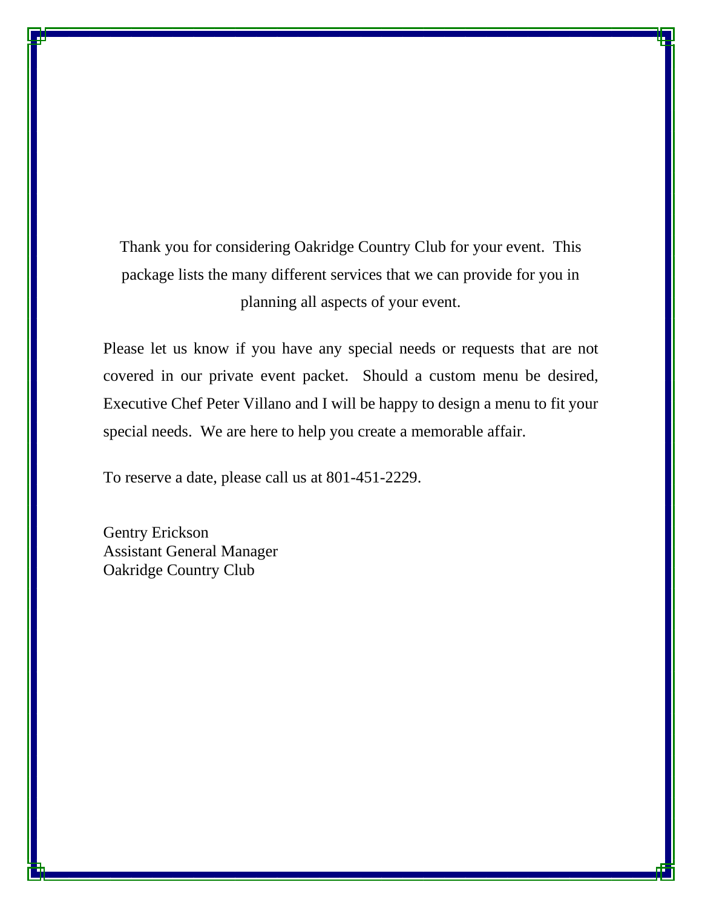Thank you for considering Oakridge Country Club for your event. This package lists the many different services that we can provide for you in planning all aspects of your event.

Please let us know if you have any special needs or requests that are not covered in our private event packet. Should a custom menu be desired, Executive Chef Peter Villano and I will be happy to design a menu to fit your special needs. We are here to help you create a memorable affair.

To reserve a date, please call us at 801-451-2229.

Gentry Erickson
Assistant General Manager
Oakridge Country Club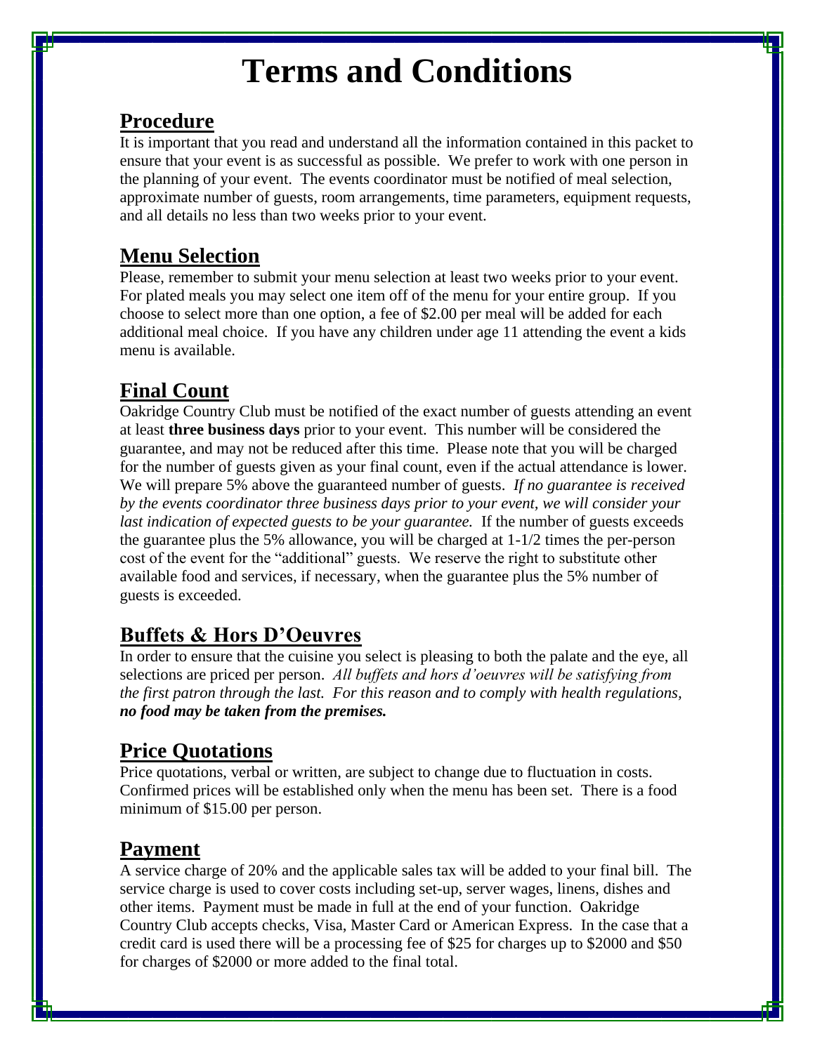# Terms and Conditions

## Procedure

It is important that you read and understand all the information contained in this packet to ensure that your event is as successful as possible. We prefer to work with one person in the planning of your event. The events coordinator must be notified of meal selection, approximate number of guests, room arrangements, time parameters, equipment requests, and all details no less than two weeks prior to your event.

## Menu Selection

Please, remember to submit your menu selection at least two weeks prior to your event. For plated meals you may select one item off of the menu for your entire group. If you choose to select more than one option, a fee of $2.00 per meal will be added for each additional meal choice. If you have any children under age 11 attending the event a kids menu is available.

## Final Count

Oakridge Country Club must be notified of the exact number of guests attending an event at least **three business days** prior to your event. This number will be considered the guarantee, and may not be reduced after this time. Please note that you will be charged for the number of guests given as your final count, even if the actual attendance is lower. We will prepare 5% above the guaranteed number of guests. *If no guarantee is received by the events coordinator three business days prior to your event, we will consider your last indication of expected guests to be your guarantee.* If the number of guests exceeds the guarantee plus the 5% allowance, you will be charged at 1-1/2 times the per-person cost of the event for the "additional" guests. We reserve the right to substitute other available food and services, if necessary, when the guarantee plus the 5% number of guests is exceeded.

## Buffets & Hors D'Oeuvres

In order to ensure that the cuisine you select is pleasing to both the palate and the eye, all selections are priced per person. *All buffets and hors d'oeuvres will be satisfying from the first patron through the last. For this reason and to comply with health regulations,* ***no food may be taken from the premises.***

## Price Quotations

Price quotations, verbal or written, are subject to change due to fluctuation in costs. Confirmed prices will be established only when the menu has been set. There is a food minimum of $15.00 per person.

## Payment

A service charge of 20% and the applicable sales tax will be added to your final bill. The service charge is used to cover costs including set-up, server wages, linens, dishes and other items. Payment must be made in full at the end of your function. Oakridge Country Club accepts checks, Visa, Master Card or American Express. In the case that a credit card is used there will be a processing fee of $25 for charges up to $2000 and $50 for charges of $2000 or more added to the final total.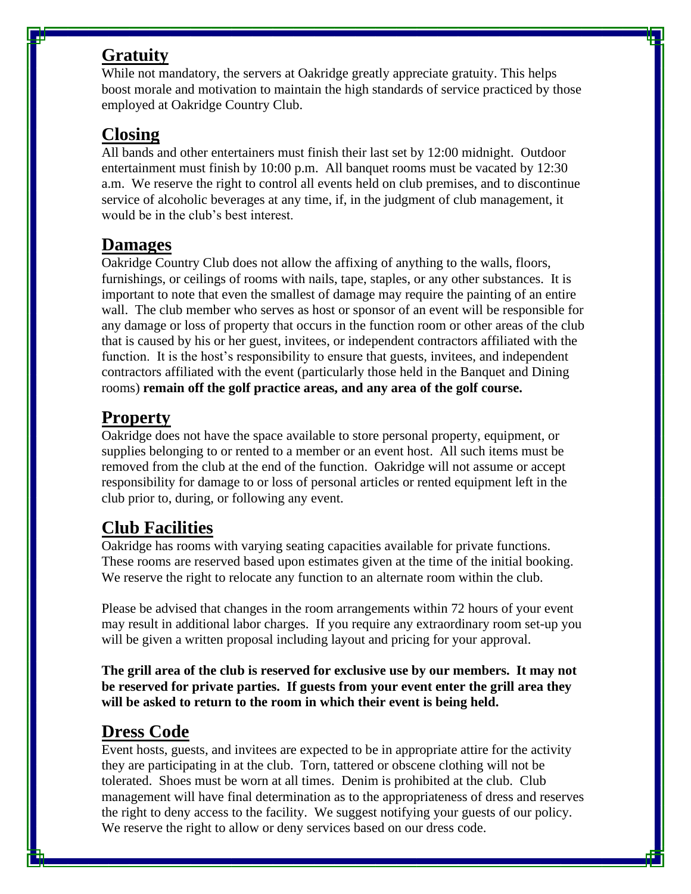## Gratuity

While not mandatory, the servers at Oakridge greatly appreciate gratuity. This helps boost morale and motivation to maintain the high standards of service practiced by those employed at Oakridge Country Club.

## Closing

All bands and other entertainers must finish their last set by 12:00 midnight. Outdoor entertainment must finish by 10:00 p.m. All banquet rooms must be vacated by 12:30 a.m. We reserve the right to control all events held on club premises, and to discontinue service of alcoholic beverages at any time, if, in the judgment of club management, it would be in the club's best interest.

## Damages

Oakridge Country Club does not allow the affixing of anything to the walls, floors, furnishings, or ceilings of rooms with nails, tape, staples, or any other substances. It is important to note that even the smallest of damage may require the painting of an entire wall. The club member who serves as host or sponsor of an event will be responsible for any damage or loss of property that occurs in the function room or other areas of the club that is caused by his or her guest, invitees, or independent contractors affiliated with the function. It is the host's responsibility to ensure that guests, invitees, and independent contractors affiliated with the event (particularly those held in the Banquet and Dining rooms) **remain off the golf practice areas, and any area of the golf course.**

## Property

Oakridge does not have the space available to store personal property, equipment, or supplies belonging to or rented to a member or an event host. All such items must be removed from the club at the end of the function. Oakridge will not assume or accept responsibility for damage to or loss of personal articles or rented equipment left in the club prior to, during, or following any event.

## Club Facilities

Oakridge has rooms with varying seating capacities available for private functions. These rooms are reserved based upon estimates given at the time of the initial booking. We reserve the right to relocate any function to an alternate room within the club.

Please be advised that changes in the room arrangements within 72 hours of your event may result in additional labor charges. If you require any extraordinary room set-up you will be given a written proposal including layout and pricing for your approval.

**The grill area of the club is reserved for exclusive use by our members. It may not be reserved for private parties. If guests from your event enter the grill area they will be asked to return to the room in which their event is being held.**

## Dress Code

Event hosts, guests, and invitees are expected to be in appropriate attire for the activity they are participating in at the club. Torn, tattered or obscene clothing will not be tolerated. Shoes must be worn at all times. Denim is prohibited at the club. Club management will have final determination as to the appropriateness of dress and reserves the right to deny access to the facility. We suggest notifying your guests of our policy. We reserve the right to allow or deny services based on our dress code.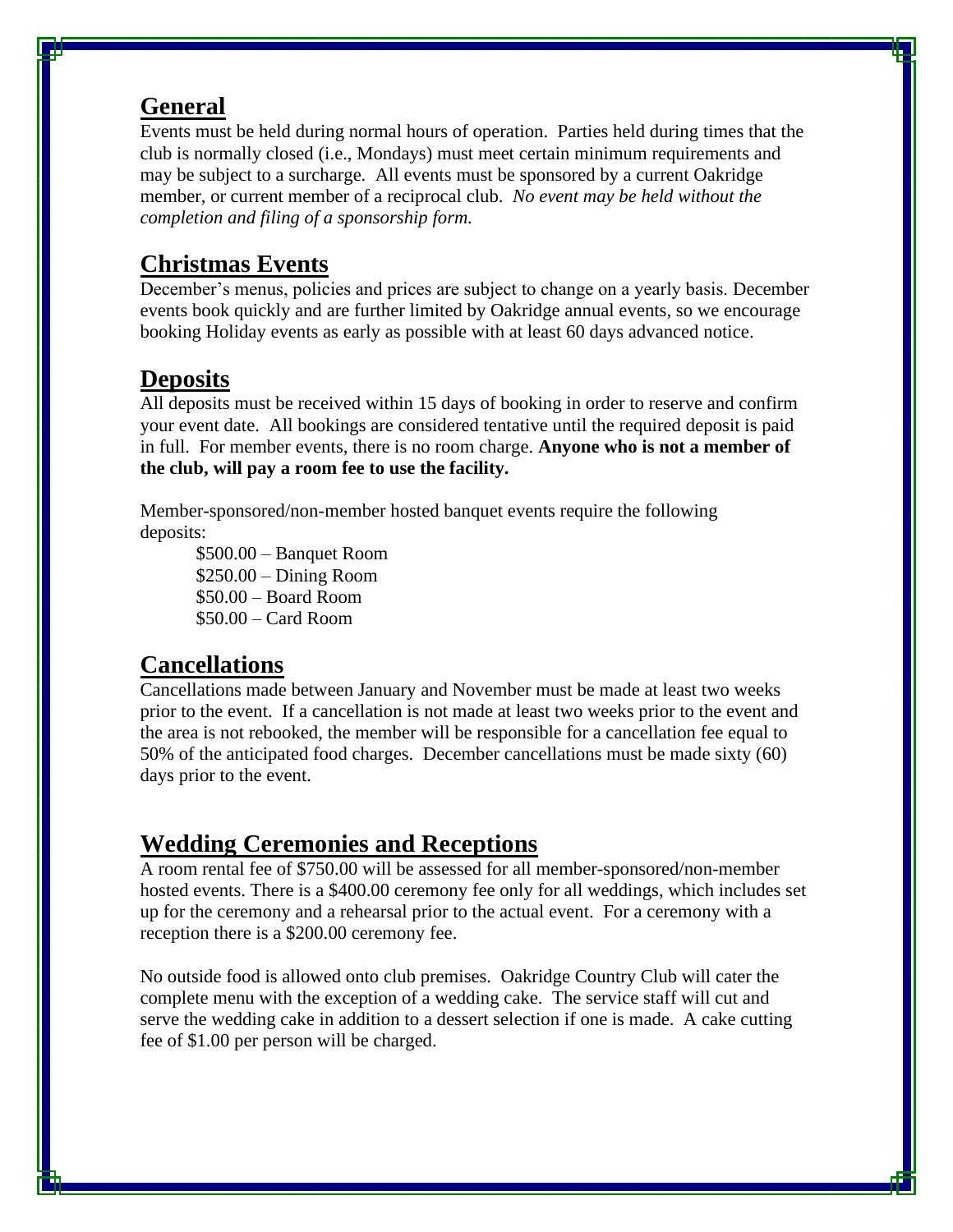## General

Events must be held during normal hours of operation. Parties held during times that the club is normally closed (i.e., Mondays) must meet certain minimum requirements and may be subject to a surcharge. All events must be sponsored by a current Oakridge member, or current member of a reciprocal club. *No event may be held without the completion and filing of a sponsorship form.*

## Christmas Events

December's menus, policies and prices are subject to change on a yearly basis. December events book quickly and are further limited by Oakridge annual events, so we encourage booking Holiday events as early as possible with at least 60 days advanced notice.

## Deposits

All deposits must be received within 15 days of booking in order to reserve and confirm your event date. All bookings are considered tentative until the required deposit is paid in full. For member events, there is no room charge. **Anyone who is not a member of the club, will pay a room fee to use the facility.**

Member-sponsored/non-member hosted banquet events require the following deposits:

$500.00 – Banquet Room
$250.00 – Dining Room
$50.00 – Board Room
$50.00 – Card Room

## Cancellations

Cancellations made between January and November must be made at least two weeks prior to the event. If a cancellation is not made at least two weeks prior to the event and the area is not rebooked, the member will be responsible for a cancellation fee equal to 50% of the anticipated food charges. December cancellations must be made sixty (60) days prior to the event.

## Wedding Ceremonies and Receptions

A room rental fee of $750.00 will be assessed for all member-sponsored/non-member hosted events. There is a $400.00 ceremony fee only for all weddings, which includes set up for the ceremony and a rehearsal prior to the actual event. For a ceremony with a reception there is a $200.00 ceremony fee.

No outside food is allowed onto club premises. Oakridge Country Club will cater the complete menu with the exception of a wedding cake. The service staff will cut and serve the wedding cake in addition to a dessert selection if one is made. A cake cutting fee of $1.00 per person will be charged.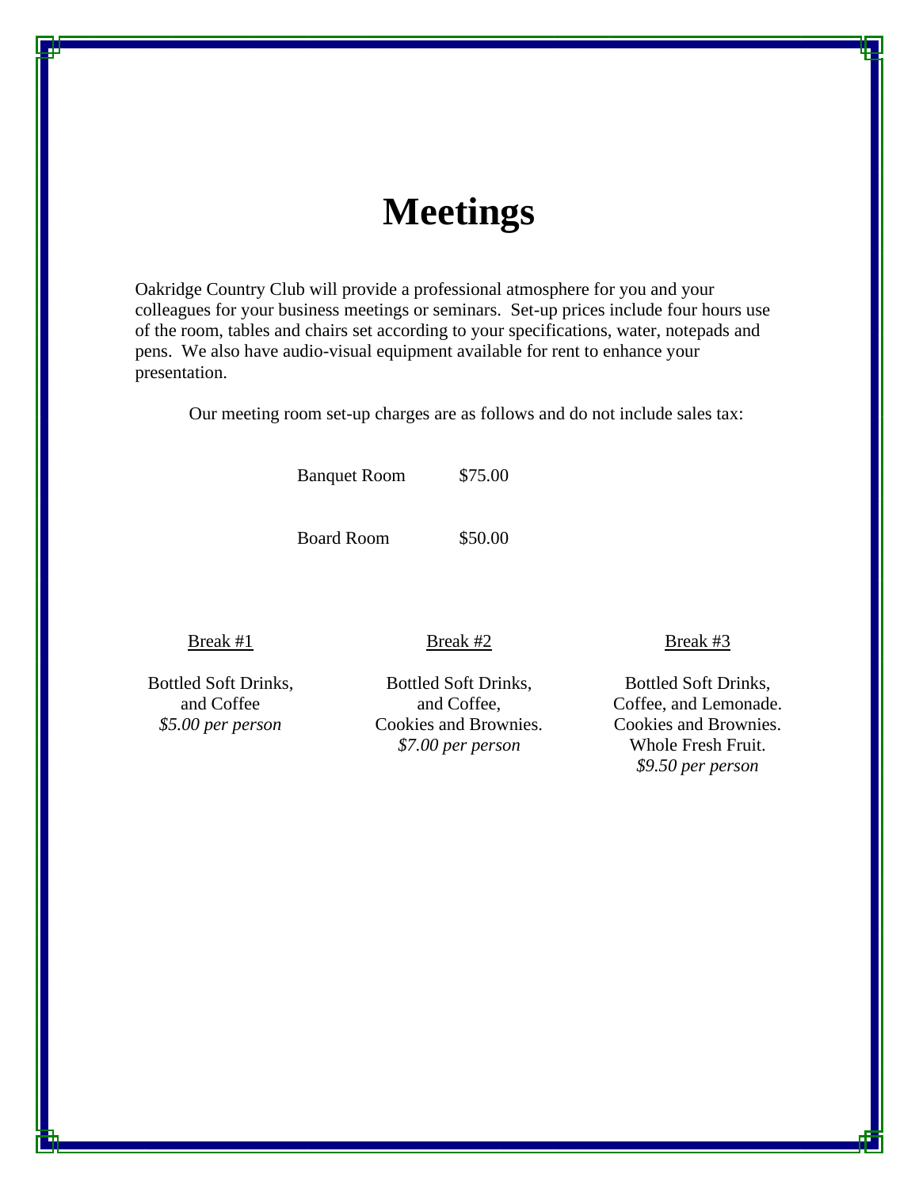# Meetings

Oakridge Country Club will provide a professional atmosphere for you and your colleagues for your business meetings or seminars. Set-up prices include four hours use of the room, tables and chairs set according to your specifications, water, notepads and pens. We also have audio-visual equipment available for rent to enhance your presentation.

Our meeting room set-up charges are as follows and do not include sales tax:

| | |
|---|---|
| Banquet Room | $75.00 |
| Board Room | $50.00 |

Break #1

Bottled Soft Drinks,
and Coffee
*$5.00 per person*

Break #2

Bottled Soft Drinks,
and Coffee,
Cookies and Brownies.
*$7.00 per person*

Break #3

Bottled Soft Drinks,
Coffee, and Lemonade.
Cookies and Brownies.
Whole Fresh Fruit.
*$9.50 per person*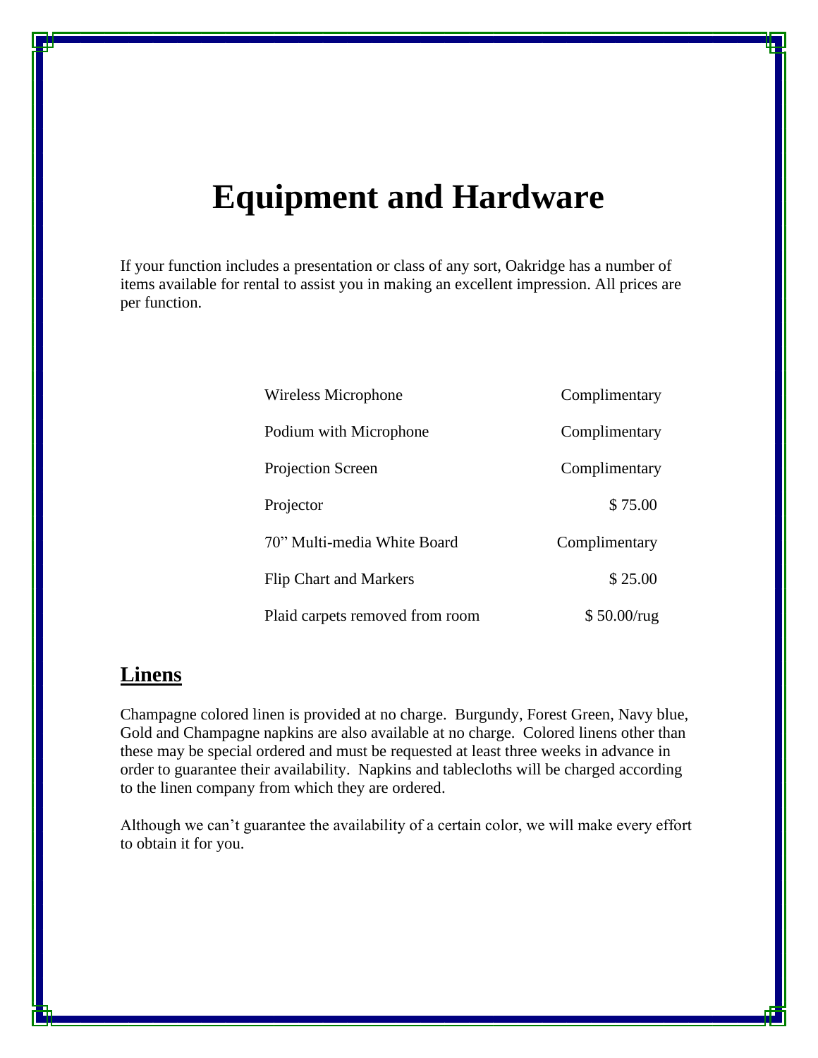# Equipment and Hardware

If your function includes a presentation or class of any sort, Oakridge has a number of items available for rental to assist you in making an excellent impression. All prices are per function.

| | |
|---|---|
| Wireless Microphone | Complimentary |
| Podium with Microphone | Complimentary |
| Projection Screen | Complimentary |
| Projector | $ 75.00 |
| 70" Multi-media White Board | Complimentary |
| Flip Chart and Markers | $ 25.00 |
| Plaid carpets removed from room | $ 50.00/rug |

## <u>Linens</u>

Champagne colored linen is provided at no charge. Burgundy, Forest Green, Navy blue, Gold and Champagne napkins are also available at no charge. Colored linens other than these may be special ordered and must be requested at least three weeks in advance in order to guarantee their availability. Napkins and tablecloths will be charged according to the linen company from which they are ordered.

Although we can't guarantee the availability of a certain color, we will make every effort to obtain it for you.